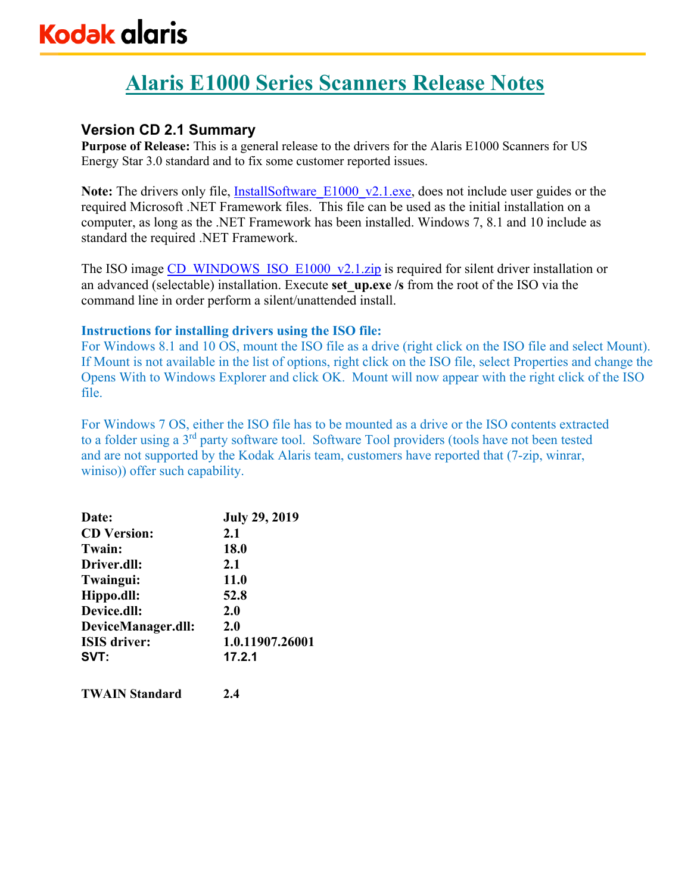Kodak alaris

# Alaris E1000 Series Scanners Release Notes

## Version CD 2.1 Summary

**Purpose of Release:** This is a general release to the drivers for the Alaris E1000 Scanners for US Energy Star 3.0 standard and to fix some customer reported issues.

**Note:** The drivers only file, InstallSoftware_E1000_v2.1.exe, does not include user guides or the required Microsoft .NET Framework files. This file can be used as the initial installation on a computer, as long as the .NET Framework has been installed. Windows 7, 8.1 and 10 include as standard the required .NET Framework.

The ISO image CD_WINDOWS_ISO_E1000_v2.1.zip is required for silent driver installation or an advanced (selectable) installation. Execute **set_up.exe /s** from the root of the ISO via the command line in order perform a silent/unattended install.

**Instructions for installing drivers using the ISO file:**

For Windows 8.1 and 10 OS, mount the ISO file as a drive (right click on the ISO file and select Mount). If Mount is not available in the list of options, right click on the ISO file, select Properties and change the Opens With to Windows Explorer and click OK. Mount will now appear with the right click of the ISO file.

For Windows 7 OS, either the ISO file has to be mounted as a drive or the ISO contents extracted to a 3rd party software tool. Software Tool providers (tools have not been tested and are not supported by the Kodak Alaris team, customers have reported that (7-zip, winrar, winiso)) offer such capability.

| | |
|---|---|
| **Date:** | **July 29, 2019** |
| **CD Version:** | **2.1** |
| **Twain:** | **18.0** |
| **Driver.dll:** | **2.1** |
| **Twaingui:** | **11.0** |
| **Hippo.dll:** | **52.8** |
| **Device.dll:** | **2.0** |
| **DeviceManager.dll:** | **2.0** |
| **ISIS driver:** | **1.0.11907.26001** |
| **SVT:** | **17.2.1** |
| | |
| **TWAIN Standard** | **2.4** |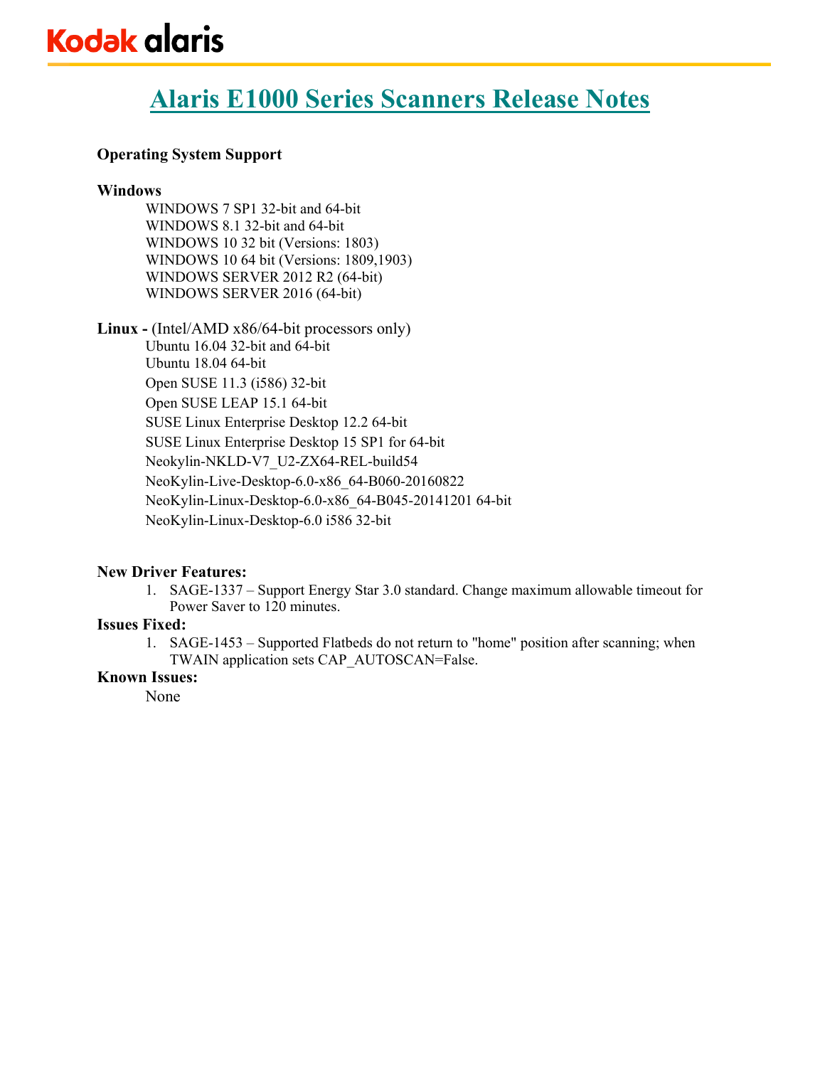# Alaris E1000 Series Scanners Release Notes

**Operating System Support**

**Windows**

WINDOWS 7 SP1 32-bit and 64-bit
WINDOWS 8.1 32-bit and 64-bit
WINDOWS 10 32 bit (Versions: 1803)
WINDOWS 10 64 bit (Versions: 1809,1903)
WINDOWS SERVER 2012 R2 (64-bit)
WINDOWS SERVER 2016 (64-bit)

**Linux -** (Intel/AMD x86/64-bit processors only)

Ubuntu 16.04 32-bit and 64-bit
Ubuntu 18.04 64-bit
Open SUSE 11.3 (i586) 32-bit
Open SUSE LEAP 15.1 64-bit
SUSE Linux Enterprise Desktop 12.2 64-bit
SUSE Linux Enterprise Desktop 15 SP1 for 64-bit
Neokylin-NKLD-V7_U2-ZX64-REL-build54
NeoKylin-Live-Desktop-6.0-x86_64-B060-20160822
NeoKylin-Linux-Desktop-6.0-x86_64-B045-20141201 64-bit
NeoKylin-Linux-Desktop-6.0 i586 32-bit

**New Driver Features:**

1. SAGE-1337 – Support Energy Star 3.0 standard. Change maximum allowable timeout for Power Saver to 120 minutes.

**Issues Fixed:**

1. SAGE-1453 – Supported Flatbeds do not return to "home" position after scanning; when TWAIN application sets CAP_AUTOSCAN=False.

**Known Issues:**

None